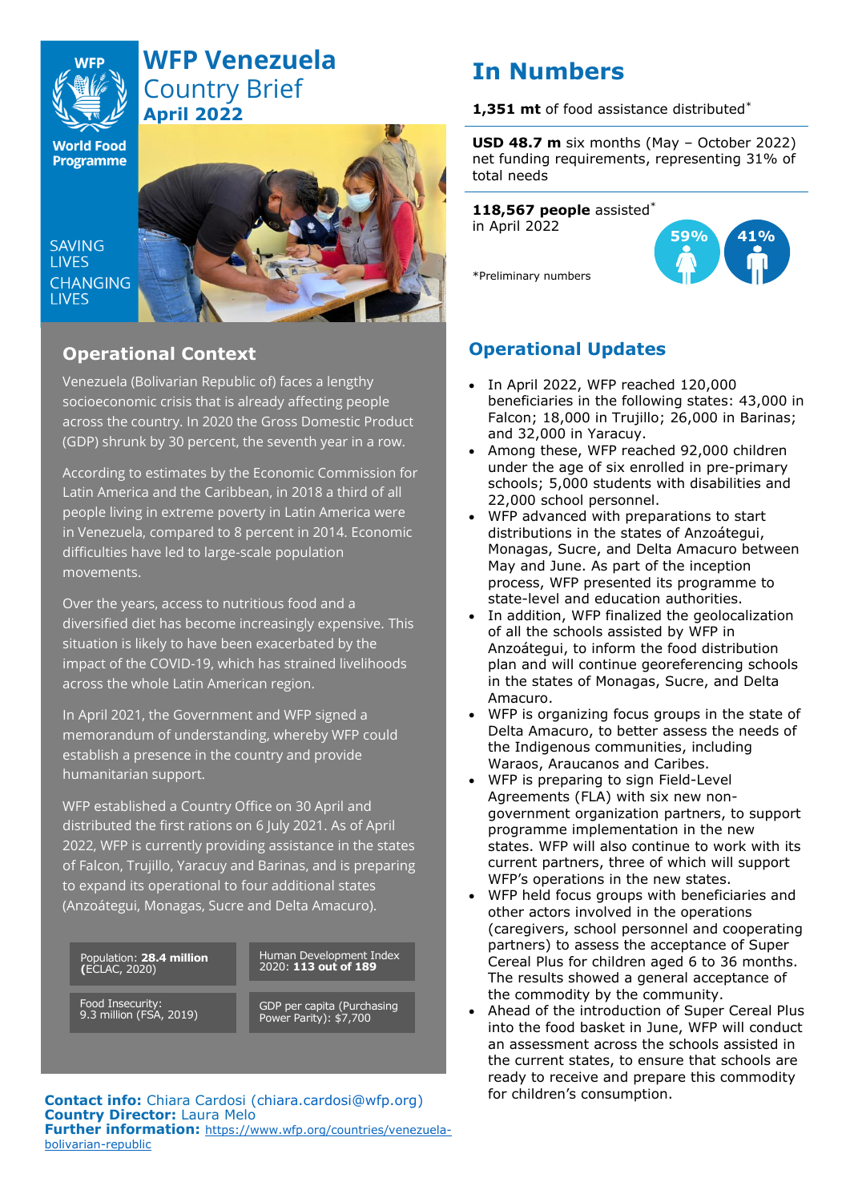# WFP Venezuela Country Brief
**April 2022**

SAVING LIVES
CHANGING LIVES

## Operational Context

Venezuela (Bolivarian Republic of) faces a lengthy socioeconomic crisis that is already affecting people across the country. In 2020 the Gross Domestic Product (GDP) shrunk by 30 percent, the seventh year in a row.

According to estimates by the Economic Commission for Latin America and the Caribbean, in 2018 a third of all people living in extreme poverty in Latin America were in Venezuela, compared to 8 percent in 2014. Economic difficulties have led to large-scale population movements.

Over the years, access to nutritious food and a diversified diet has become increasingly expensive. This situation is likely to have been exacerbated by the impact of the COVID-19, which has strained livelihoods across the whole Latin American region.

In April 2021, the Government and WFP signed a memorandum of understanding, whereby WFP could establish a presence in the country and provide humanitarian support.

WFP established a Country Office on 30 April and distributed the first rations on 6 July 2021. As of April 2022, WFP is currently providing assistance in the states of Falcon, Trujillo, Yaracuy and Barinas, and is preparing to expand its operational to four additional states (Anzoátegui, Monagas, Sucre and Delta Amacuro).

| | |
|---|---|
| Population: **28.4 million (**ECLAC, 2020) | Human Development Index 2020: **113 out of 189** |
| Food Insecurity: 9.3 million (FSA, 2019) | GDP per capita (Purchasing Power Parity): $7,700 |

**Contact info:** Chiara Cardosi (chiara.cardosi@wfp.org)
**Country Director:** Laura Melo
**Further information:** https://www.wfp.org/countries/venezuela-bolivarian-republic

## In Numbers

**1,351 mt** of food assistance distributed*

**USD 48.7 m** six months (May – October 2022) net funding requirements, representing 31% of total needs

**118,567 people** assisted* in April 2022

59% 41%

*Preliminary numbers

## Operational Updates

- In April 2022, WFP reached 120,000 beneficiaries in the following states: 43,000 in Falcon; 18,000 in Trujillo; 26,000 in Barinas; and 32,000 in Yaracuy.
- Among these, WFP reached 92,000 children under the age of six enrolled in pre-primary schools; 5,000 students with disabilities and 22,000 school personnel.
- WFP advanced with preparations to start distributions in the states of Anzoátegui, Monagas, Sucre, and Delta Amacuro between May and June. As part of the inception process, WFP presented its programme to state-level and education authorities.
- In addition, WFP finalized the geolocalization of all the schools assisted by WFP in Anzoátegui, to inform the food distribution plan and will continue georeferencing schools in the states of Monagas, Sucre, and Delta Amacuro.
- WFP is organizing focus groups in the state of Delta Amacuro, to better assess the needs of the Indigenous communities, including Waraos, Araucanos and Caribes.
- WFP is preparing to sign Field-Level Agreements (FLA) with six new non-government organization partners, to support programme implementation in the new states. WFP will also continue to work with its current partners, three of which will support WFP's operations in the new states.
- WFP held focus groups with beneficiaries and other actors involved in the operations (caregivers, school personnel and cooperating partners) to assess the acceptance of Super Cereal Plus for children aged 6 to 36 months. The results showed a general acceptance of the commodity by the community.
- Ahead of the introduction of Super Cereal Plus into the food basket in June, WFP will conduct an assessment across the schools assisted in the current states, to ensure that schools are ready to receive and prepare this commodity for children's consumption.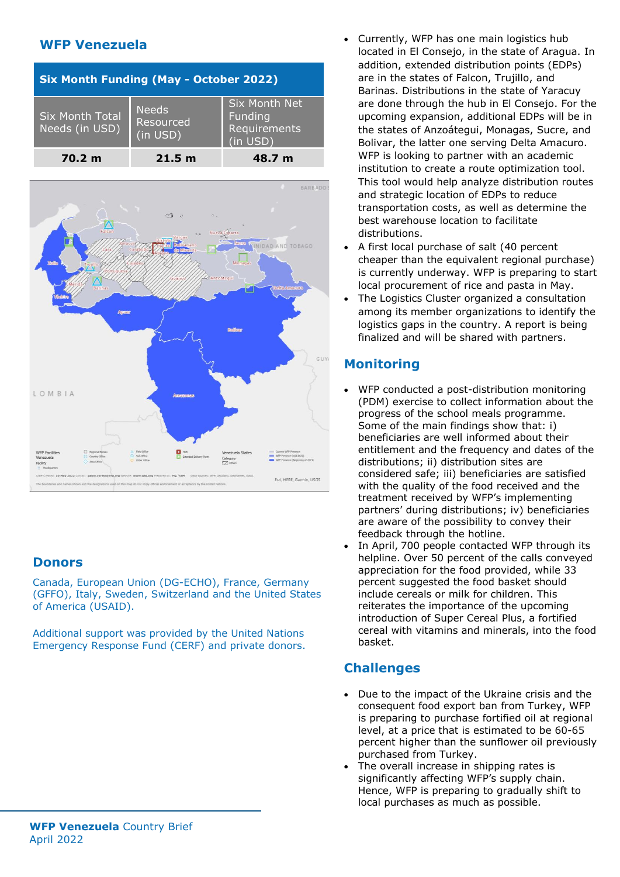## WFP Venezuela

| Six Month Funding (May - October 2022) | | |
|---|---|---|
| Six Month Total Needs (in USD) | Needs Resourced (in USD) | Six Month Net Funding Requirements (in USD) |
| 70.2 m | 21.5 m | 48.7 m |

## Donors

Canada, European Union (DG-ECHO), France, Germany (GFFO), Italy, Sweden, Switzerland and the United States of America (USAID).

Additional support was provided by the United Nations Emergency Response Fund (CERF) and private donors.

- Currently, WFP has one main logistics hub located in El Consejo, in the state of Aragua. In addition, extended distribution points (EDPs) are in the states of Falcon, Trujillo, and Barinas. Distributions in the state of Yaracuy are done through the hub in El Consejo. For the upcoming expansion, additional EDPs will be in the states of Anzoátegui, Monagas, Sucre, and Bolivar, the latter one serving Delta Amacuro. WFP is looking to partner with an academic institution to create a route optimization tool. This tool would help analyze distribution routes and strategic location of EDPs to reduce transportation costs, as well as determine the best warehouse location to facilitate distributions.
- A first local purchase of salt (40 percent cheaper than the equivalent regional purchase) is currently underway. WFP is preparing to start local procurement of rice and pasta in May.
- The Logistics Cluster organized a consultation among its member organizations to identify the logistics gaps in the country. A report is being finalized and will be shared with partners.

## Monitoring

- WFP conducted a post-distribution monitoring (PDM) exercise to collect information about the progress of the school meals programme. Some of the main findings show that: i) beneficiaries are well informed about their entitlement and the frequency and dates of the distributions; ii) distribution sites are considered safe; iii) beneficiaries are satisfied with the quality of the food received and the treatment received by WFP's implementing partners' during distributions; iv) beneficiaries are aware of the possibility to convey their feedback through the hotline.
- In April, 700 people contacted WFP through its helpline. Over 50 percent of the calls conveyed appreciation for the food provided, while 33 percent suggested the food basket should include cereals or milk for children. This reiterates the importance of the upcoming introduction of Super Cereal Plus, a fortified cereal with vitamins and minerals, into the food basket.

## Challenges

- Due to the impact of the Ukraine crisis and the consequent food export ban from Turkey, WFP is preparing to purchase fortified oil at regional level, at a price that is estimated to be 60-65 percent higher than the sunflower oil previously purchased from Turkey.
- The overall increase in shipping rates is significantly affecting WFP's supply chain. Hence, WFP is preparing to gradually shift to local purchases as much as possible.